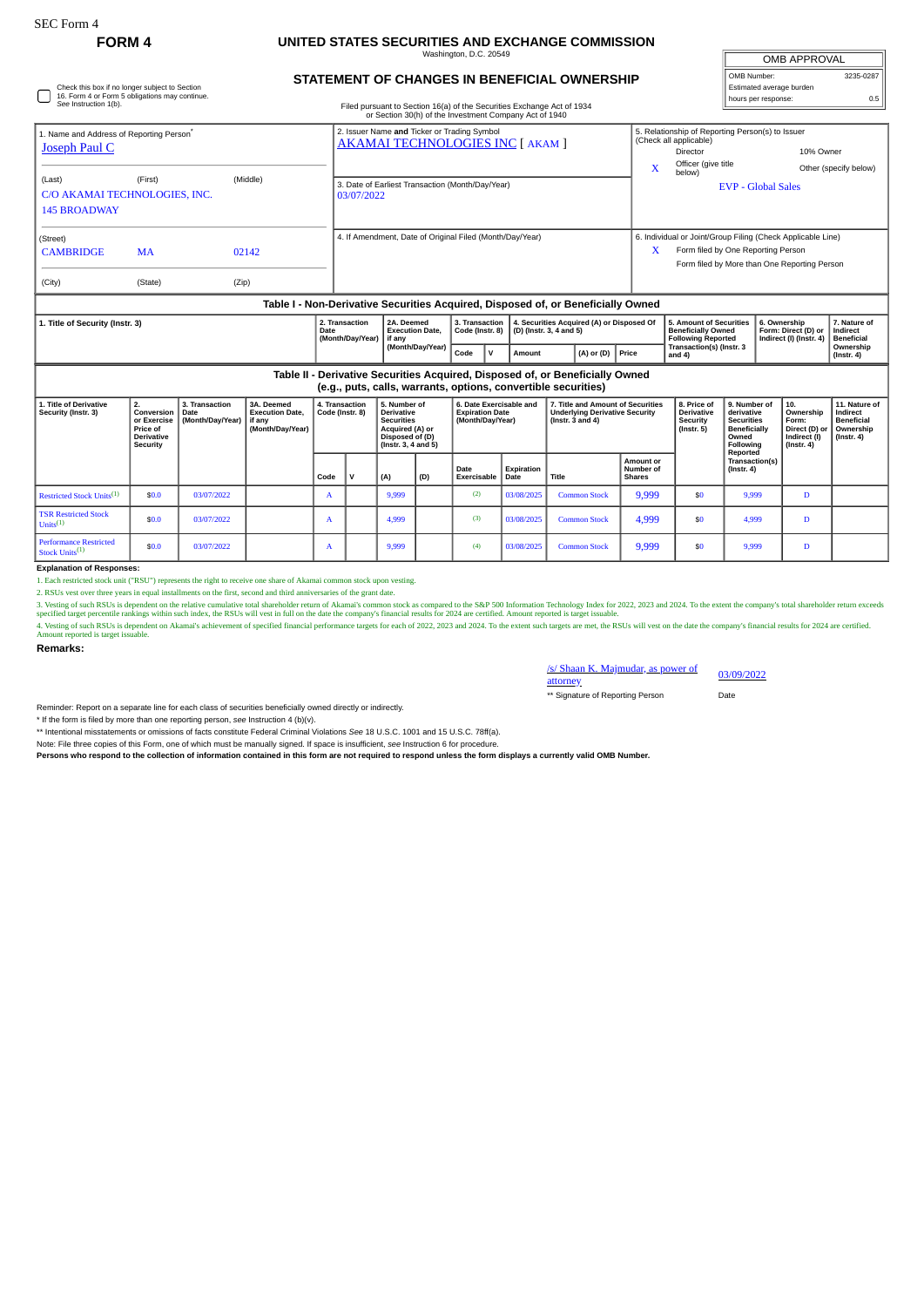SEC Form 4

# FORM 4

## UNITED STATES SECURITIES AND EXCHANGE COMMISSION

Washington, D.C. 20549

## STATEMENT OF CHANGES IN BENEFICIAL OWNERSHIP

Filed pursuant to Section 16(a) of the Securities Exchange Act of 1934 or Section 30(h) of the Investment Company Act of 1940

| OMB APPROVAL | |
|---|---|
| OMB Number: | 3235-0287 |
| Estimated average burden | |
| hours per response: | 0.5 |

☐ Check this box if no longer subject to Section 16. Form 4 or Form 5 obligations may continue. *See* Instruction 1(b).

1. Name and Address of Reporting Person*
Joseph Paul C

(Last) (First) (Middle)
C/O AKAMAI TECHNOLOGIES, INC.
145 BROADWAY

(Street)
CAMBRIDGE MA 02142

(City) (State) (Zip)

2. Issuer Name **and** Ticker or Trading Symbol
AKAMAI TECHNOLOGIES INC [ AKAM ]

3. Date of Earliest Transaction (Month/Day/Year)
03/07/2022

4. If Amendment, Date of Original Filed (Month/Day/Year)

5. Relationship of Reporting Person(s) to Issuer (Check all applicable)
Director | 10% Owner
X Officer (give title below) | Other (specify below)
EVP - Global Sales

6. Individual or Joint/Group Filing (Check Applicable Line)
X Form filed by One Reporting Person
Form filed by More than One Reporting Person

### Table I - Non-Derivative Securities Acquired, Disposed of, or Beneficially Owned

| 1. Title of Security (Instr. 3) | 2. Transaction Date (Month/Day/Year) | 2A. Deemed Execution Date, if any (Month/Day/Year) | 3. Transaction Code (Instr. 8) | | 4. Securities Acquired (A) or Disposed Of (D) (Instr. 3, 4 and 5) | | | 5. Amount of Securities Beneficially Owned Following Reported Transaction(s) (Instr. 3 and 4) | 6. Ownership Form: Direct (D) or Indirect (I) (Instr. 4) | 7. Nature of Indirect Beneficial Ownership (Instr. 4) |
|---|---|---|---|---|---|---|---|---|---|---|
| | | | Code | V | Amount | (A) or (D) | Price | | | |

### Table II - Derivative Securities Acquired, Disposed of, or Beneficially Owned (e.g., puts, calls, warrants, options, convertible securities)

| 1. Title of Derivative Security (Instr. 3) | 2. Conversion or Exercise Price of Derivative Security | 3. Transaction Date (Month/Day/Year) | 3A. Deemed Execution Date, if any (Month/Day/Year) | 4. Transaction Code (Instr. 8) | | 5. Number of Derivative Securities Acquired (A) or Disposed of (D) (Instr. 3, 4 and 5) | | 6. Date Exercisable and Expiration Date (Month/Day/Year) | | 7. Title and Amount of Securities Underlying Derivative Security (Instr. 3 and 4) | | 8. Price of Derivative Security (Instr. 5) | 9. Number of derivative Securities Beneficially Owned Following Reported Transaction(s) (Instr. 4) | 10. Ownership Form: Direct (D) or Indirect (I) (Instr. 4) | 11. Nature of Indirect Beneficial Ownership (Instr. 4) |
|---|---|---|---|---|---|---|---|---|---|---|---|---|---|---|---|
| | | | | Code | V | (A) | (D) | Date Exercisable | Expiration Date | Title | Amount or Number of Shares | | | | |
| Restricted Stock Units[(1)] | $0.0 | 03/07/2022 | | A | | 9,999 | | [(2)] | 03/08/2025 | Common Stock | 9,999 | $0 | 9,999 | D | |
| TSR Restricted Stock Units[(1)] | $0.0 | 03/07/2022 | | A | | 4,999 | | [(3)] | 03/08/2025 | Common Stock | 4,999 | $0 | 4,999 | D | |
| Performance Restricted Stock Units[(1)] | $0.0 | 03/07/2022 | | A | | 9,999 | | [(4)] | 03/08/2025 | Common Stock | 9,999 | $0 | 9,999 | D | |

**Explanation of Responses:**

1. Each restricted stock unit ("RSU") represents the right to receive one share of Akamai common stock upon vesting.

2. RSUs vest over three years in equal installments on the first, second and third anniversaries of the grant date.

3. Vesting of such RSUs is dependent on the relative cumulative total shareholder return of Akamai's common stock as compared to the S&P 500 Information Technology Index for 2022, 2023 and 2024. To the extent the company's total shareholder return exceeds specified target percentile rankings within such index, the RSUs will vest in full on the date the company's financial results for 2024 are certified. Amount reported is target issuable.

4. Vesting of such RSUs is dependent on Akamai's achievement of specified financial performance targets for each of 2022, 2023 and 2024. To the extent such targets are met, the RSUs will vest on the date the company's financial results for 2024 are certified. Amount reported is target issuable.

**Remarks:**

/s/ Shaan K. Majmudar, as power of attorney — 03/09/2022

** Signature of Reporting Person — Date

Reminder: Report on a separate line for each class of securities beneficially owned directly or indirectly.

* If the form is filed by more than one reporting person, *see* Instruction 4 (b)(v).

** Intentional misstatements or omissions of facts constitute Federal Criminal Violations *See* 18 U.S.C. 1001 and 15 U.S.C. 78ff(a).

Note: File three copies of this Form, one of which must be manually signed. If space is insufficient, *see* Instruction 6 for procedure.

**Persons who respond to the collection of information contained in this form are not required to respond unless the form displays a currently valid OMB Number.**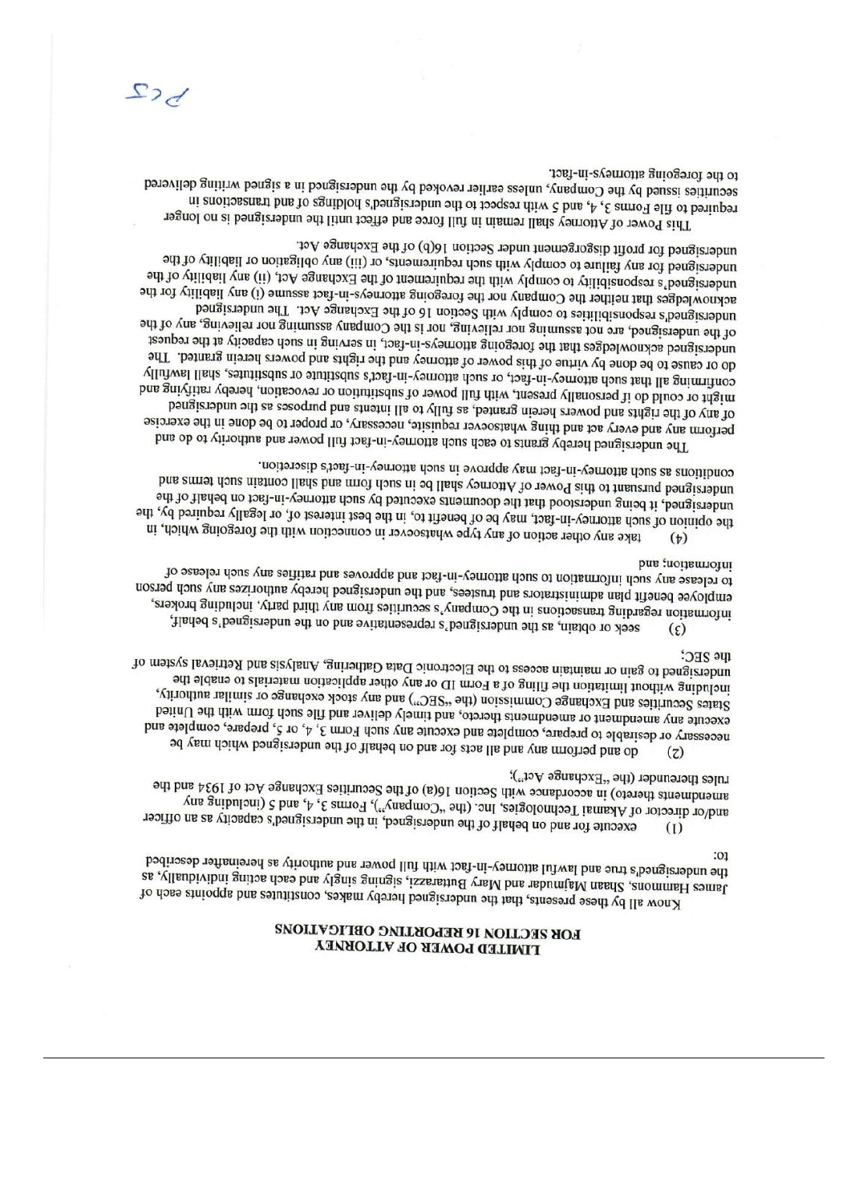# LIMITED POWER OF ATTORNEY
# FOR SECTION 16 REPORTING OBLIGATIONS

Know all by these presents, that the undersigned hereby makes, constitutes and appoints each of James Hammons, Shaan Majmudar and Mary Buttarazzi, signing singly and each acting individually, as the undersigned's true and lawful attorney-in-fact with full power and authority as hereinafter described to:

(1) execute for and on behalf of the undersigned, in the undersigned's capacity as an officer and/or director of Akamai Technologies, Inc. (the "Company"), Forms 3, 4, and 5 (including any amendments thereto) in accordance with Section 16(a) of the Securities Exchange Act of 1934 and the rules thereunder (the "Exchange Act");

(2) do and perform any and all acts for and on behalf of the undersigned which may be necessary or desirable to prepare, complete and execute any such Form 3, 4, or 5, prepare, complete and execute any amendment or amendments thereto, and timely deliver and file such form with the United States Securities and Exchange Commission (the "SEC") and any stock exchange or similar authority, including without limitation the filing of a Form ID or any other application materials to enable the undersigned to gain or maintain access to the Electronic Data Gathering, Analysis and Retrieval system of the SEC;

(3) seek or obtain, as the undersigned's representative and on the undersigned's behalf, information regarding transactions in the Company's securities from any third party, including brokers, employee benefit plan administrators and trustees, and the undersigned hereby authorizes any such person to release any such information to such attorney-in-fact and approves and ratifies any such release of information; and

(4) take any other action of any type whatsoever in connection with the foregoing which, in the opinion of such attorney-in-fact, may be of benefit to, in the best interest of, or legally required by, the undersigned, it being understood that the documents executed by such attorney-in-fact on behalf of the undersigned pursuant to this Power of Attorney shall be in such form and shall contain such terms and conditions as such attorney-in-fact may approve in such attorney-in-fact's discretion.

The undersigned hereby grants to each such attorney-in-fact full power and authority to do and perform any and every act and thing whatsoever requisite, necessary, or proper to be done in the exercise of any of the rights and powers herein granted, as fully to all intents and purposes as the undersigned might or could do if personally present, with full power of substitution or revocation, hereby ratifying and confirming all that such attorney-in-fact, or such attorney-in-fact's substitute or substitutes, shall lawfully do or cause to be done by virtue of this power of attorney and the rights and powers herein granted. The undersigned acknowledges that the foregoing attorneys-in-fact, in serving in such capacity at the request of the undersigned, are not assuming nor relieving, nor is the Company assuming nor relieving, any of the undersigned's responsibilities to comply with Section 16 of the Exchange Act. The undersigned acknowledges that neither the Company nor the foregoing attorneys-in-fact assume (i) any liability for the undersigned's responsibility to comply with the requirement of the Exchange Act, (ii) any liability of the undersigned for any failure to comply with such requirements, or (iii) any obligation or liability of the undersigned for profit disgorgement under Section 16(b) of the Exchange Act.

This Power of Attorney shall remain in full force and effect until the undersigned is no longer required to file Forms 3, 4, and 5 with respect to the undersigned's holdings of and transactions in securities issued by the Company, unless earlier revoked by the undersigned in a signed writing delivered to the foregoing attorneys-in-fact.

PCS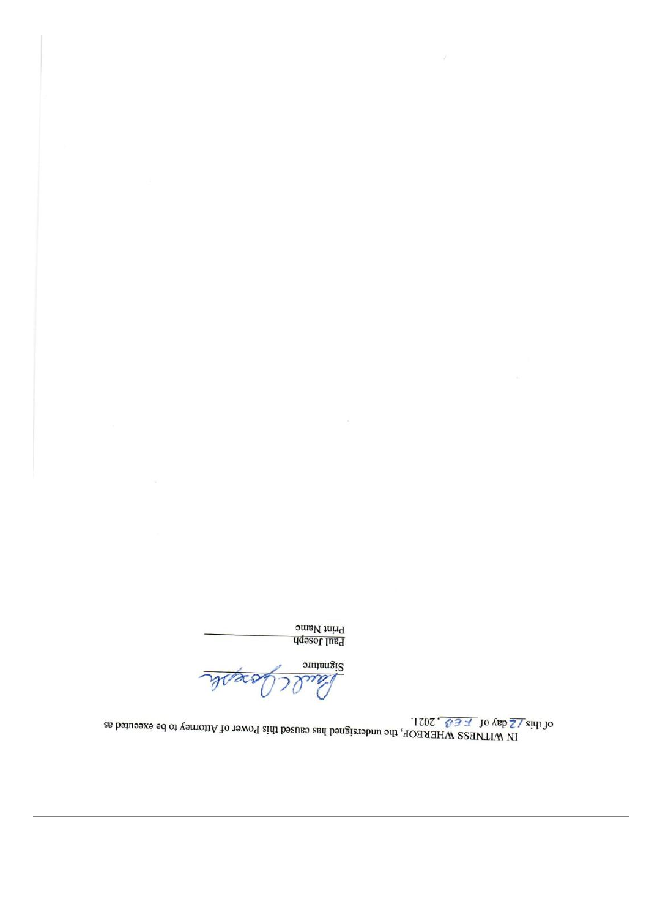IN WITNESS WHEREOF, the undersigned has caused this Power of Attorney to be executed as of this 12 day of FEB, 2021.

Signature

Paul Joseph

Print Name